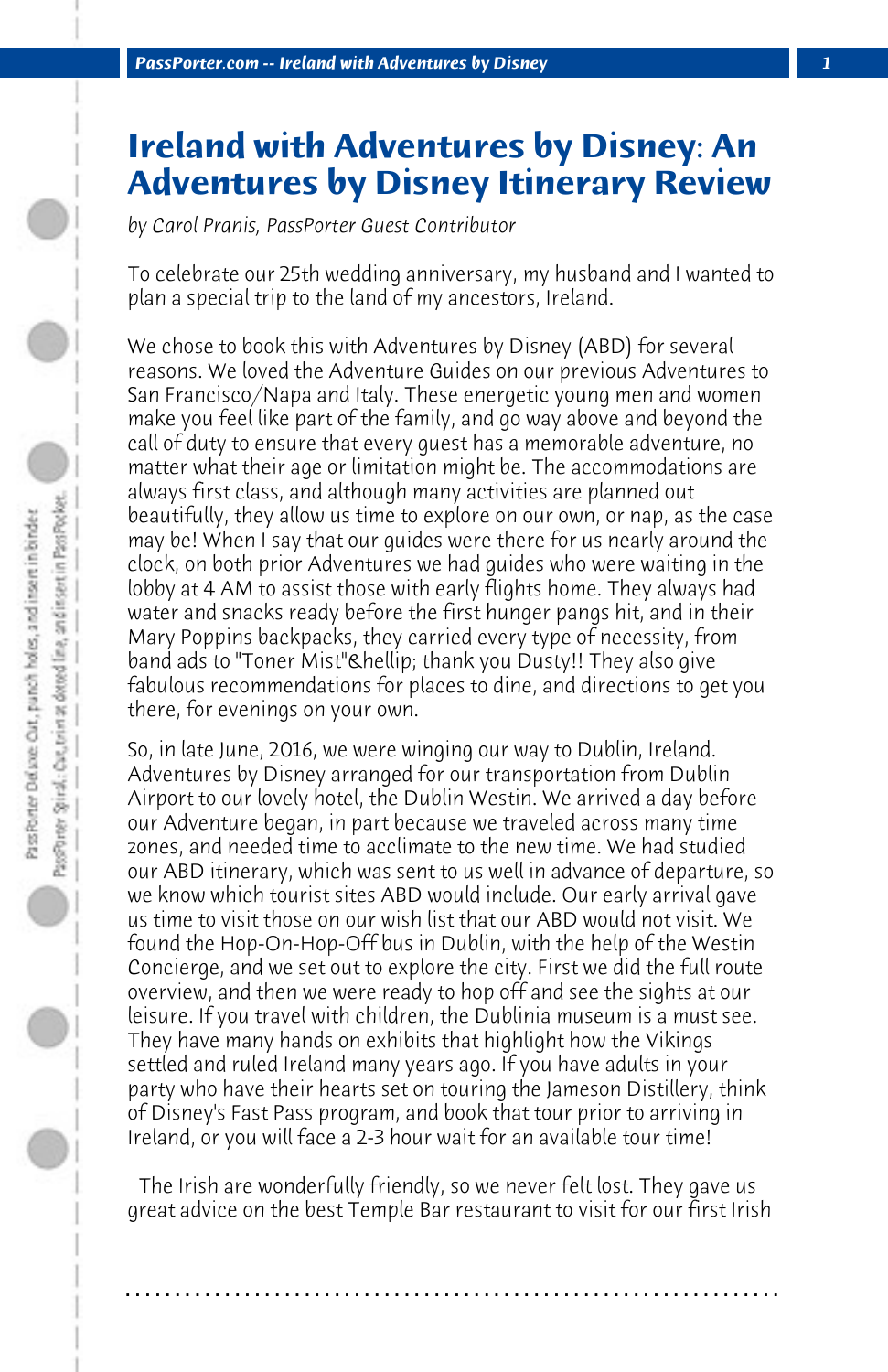# Ireland with Adventures by Disney: An Adventures by Disney Itinerary Review

*by Carol Pranis, PassPorter Guest Contributor*

To celebrate our 25th wedding anniversary, my husband and I wanted to plan a special trip to the land of my ancestors, Ireland.

We chose to book this with Adventures by Disney (ABD) for several reasons. We loved the Adventure Guides on our previous Adventures to San Francisco/Napa and Italy. These energetic young men and women make you feel like part of the family, and go way above and beyond the call of duty to ensure that every guest has a memorable adventure, no matter what their age or limitation might be. The accommodations are always first class, and although many activities are planned out beautifully, they allow us time to explore on our own, or nap, as the case may be! When I say that our guides were there for us nearly around the clock, on both prior Adventures we had guides who were waiting in the lobby at 4 AM to assist those with early flights home. They always had water and snacks ready before the first hunger pangs hit, and in their Mary Poppins backpacks, they carried every type of necessity, from band ads to "Toner Mist"&hellip; thank you Dusty!! They also give fabulous recommendations for places to dine, and directions to get you there, for evenings on your own.

So, in late June, 2016, we were winging our way to Dublin, Ireland. Adventures by Disney arranged for our transportation from Dublin Airport to our lovely hotel, the Dublin Westin. We arrived a day before our Adventure began, in part because we traveled across many time zones, and needed time to acclimate to the new time. We had studied our ABD itinerary, which was sent to us well in advance of departure, so we know which tourist sites ABD would include. Our early arrival gave us time to visit those on our wish list that our ABD would not visit. We found the Hop-On-Hop-Off bus in Dublin, with the help of the Westin Concierge, and we set out to explore the city. First we did the full route overview, and then we were ready to hop off and see the sights at our leisure. If you travel with children, the Dublinia museum is a must see. They have many hands on exhibits that highlight how the Vikings settled and ruled Ireland many years ago. If you have adults in your party who have their hearts set on touring the Jameson Distillery, think of Disney's Fast Pass program, and book that tour prior to arriving in Ireland, or you will face a 2-3 hour wait for an available tour time!

The Irish are wonderfully friendly, so we never felt lost. They gave us great advice on the best Temple Bar restaurant to visit for our first Irish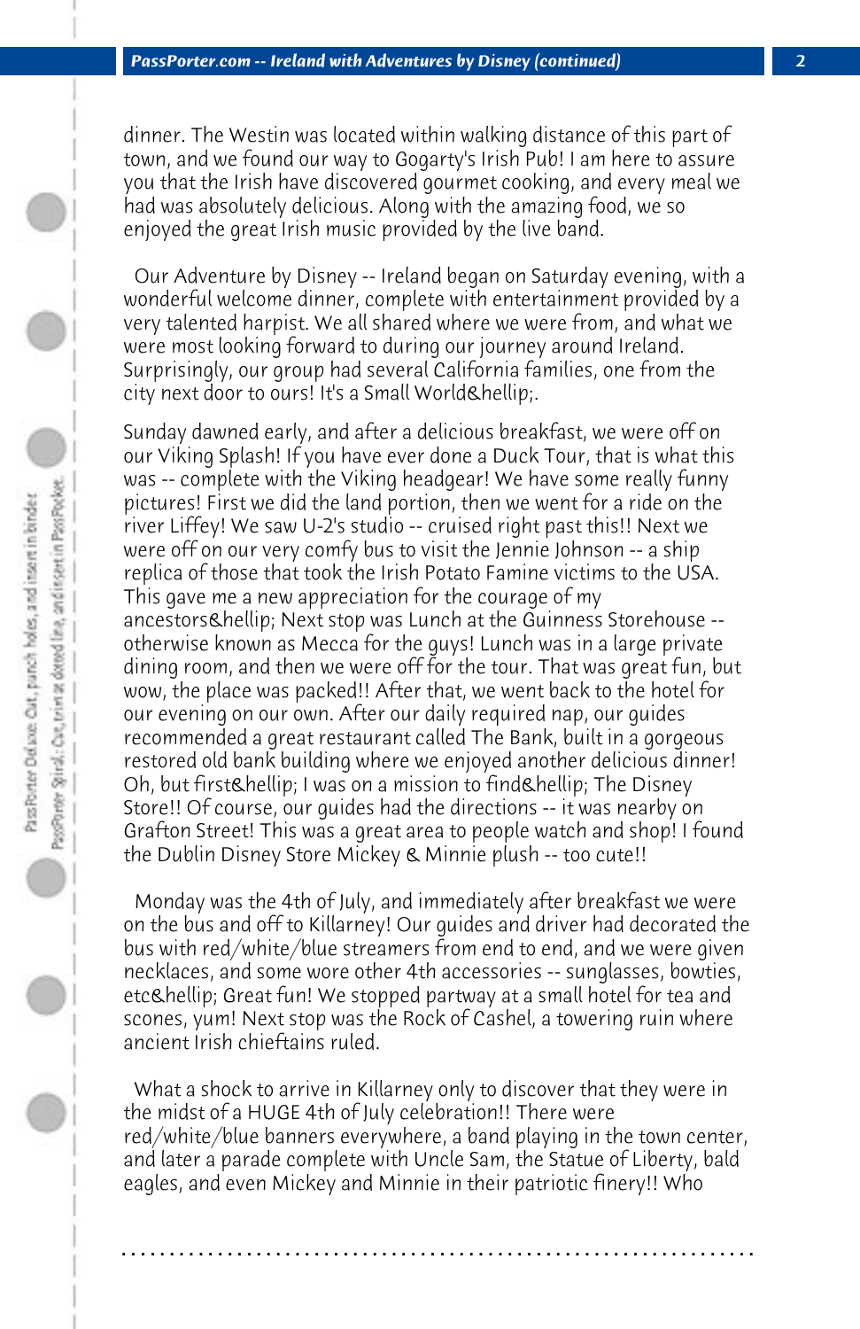dinner. The Westin was located within walking distance of this part of town, and we found our way to Gogarty's Irish Pub! I am here to assure you that the Irish have discovered gourmet cooking, and every meal we had was absolutely delicious. Along with the amazing food, we so enjoyed the great Irish music provided by the live band.

Our Adventure by Disney -- Ireland began on Saturday evening, with a wonderful welcome dinner, complete with entertainment provided by a very talented harpist. We all shared where we were from, and what we were most looking forward to during our journey around Ireland. Surprisingly, our group had several California families, one from the city next door to ours! It's a Small World&hellip;.

Sunday dawned early, and after a delicious breakfast, we were off on our Viking Splash! If you have ever done a Duck Tour, that is what this was -- complete with the Viking headgear! We have some really funny pictures! First we did the land portion, then we went for a ride on the river Liffey! We saw U-2's studio -- cruised right past this!! Next we were off on our very comfy bus to visit the Jennie Johnson -- a ship replica of those that took the Irish Potato Famine victims to the USA. This gave me a new appreciation for the courage of my ancestors&hellip; Next stop was Lunch at the Guinness Storehouse -- otherwise known as Mecca for the guys! Lunch was in a large private dining room, and then we were off for the tour. That was great fun, but wow, the place was packed!! After that, we went back to the hotel for our evening on our own. After our daily required nap, our guides recommended a great restaurant called The Bank, built in a gorgeous restored old bank building where we enjoyed another delicious dinner! Oh, but first&hellip; I was on a mission to find&hellip; The Disney Store!! Of course, our guides had the directions -- it was nearby on Grafton Street! This was a great area to people watch and shop! I found the Dublin Disney Store Mickey & Minnie plush -- too cute!!

Monday was the 4th of July, and immediately after breakfast we were on the bus and off to Killarney! Our guides and driver had decorated the bus with red/white/blue streamers from end to end, and we were given necklaces, and some wore other 4th accessories -- sunglasses, bowties, etc&hellip; Great fun! We stopped partway at a small hotel for tea and scones, yum! Next stop was the Rock of Cashel, a towering ruin where ancient Irish chieftains ruled.

What a shock to arrive in Killarney only to discover that they were in the midst of a HUGE 4th of July celebration!! There were red/white/blue banners everywhere, a band playing in the town center, and later a parade complete with Uncle Sam, the Statue of Liberty, bald eagles, and even Mickey and Minnie in their patriotic finery!! Who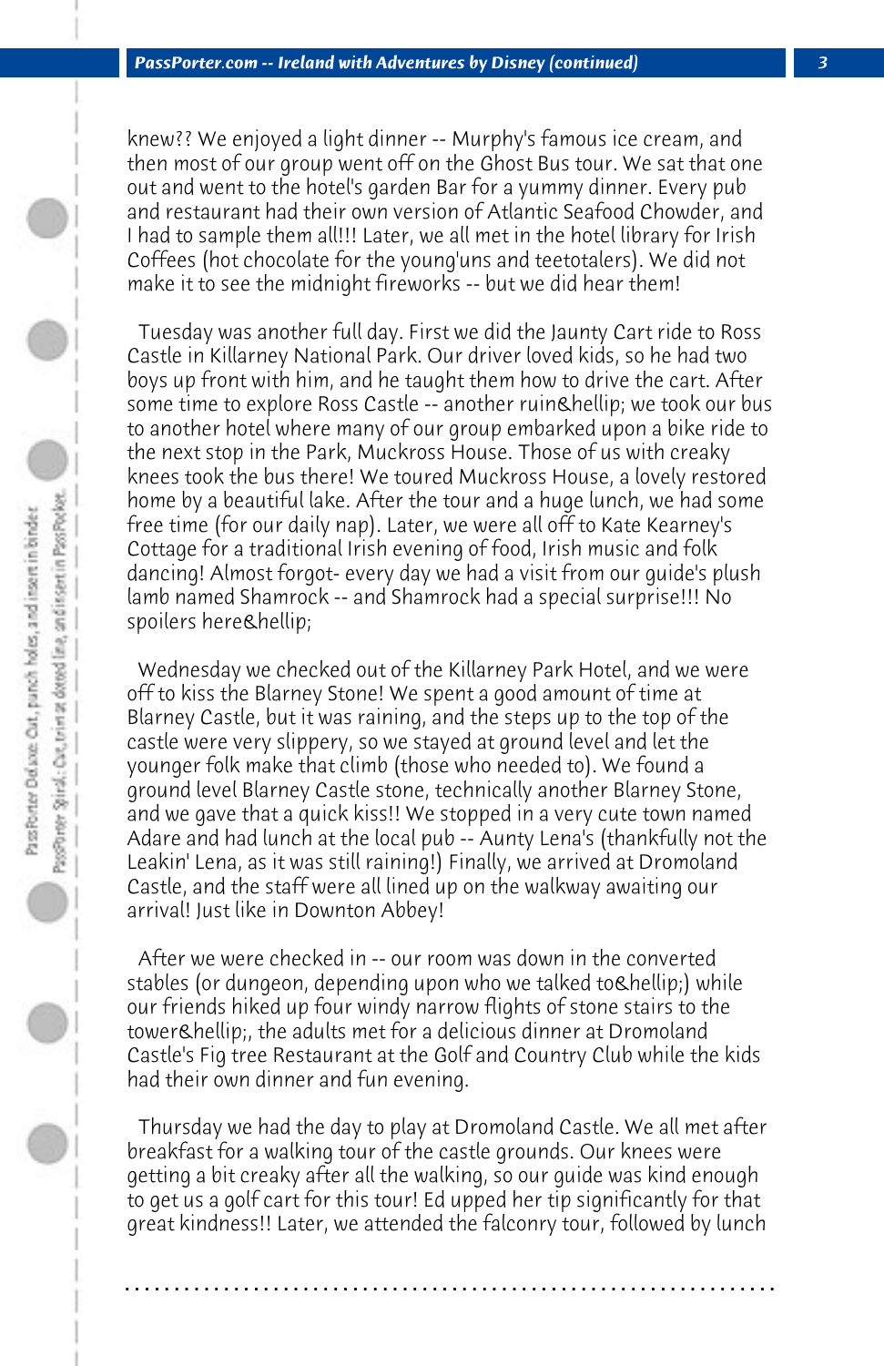knew?? We enjoyed a light dinner -- Murphy's famous ice cream, and then most of our group went off on the Ghost Bus tour. We sat that one out and went to the hotel's garden Bar for a yummy dinner. Every pub and restaurant had their own version of Atlantic Seafood Chowder, and I had to sample them all!!! Later, we all met in the hotel library for Irish Coffees (hot chocolate for the young'uns and teetotalers). We did not make it to see the midnight fireworks -- but we did hear them!

Tuesday was another full day. First we did the Jaunty Cart ride to Ross Castle in Killarney National Park. Our driver loved kids, so he had two boys up front with him, and he taught them how to drive the cart. After some time to explore Ross Castle -- another ruin&hellip; we took our bus to another hotel where many of our group embarked upon a bike ride to the next stop in the Park, Muckross House. Those of us with creaky knees took the bus there! We toured Muckross House, a lovely restored home by a beautiful lake. After the tour and a huge lunch, we had some free time (for our daily nap). Later, we were all off to Kate Kearney's Cottage for a traditional Irish evening of food, Irish music and folk dancing! Almost forgot- every day we had a visit from our guide's plush lamb named Shamrock -- and Shamrock had a special surprise!!! No spoilers here&hellip;

Wednesday we checked out of the Killarney Park Hotel, and we were off to kiss the Blarney Stone! We spent a good amount of time at Blarney Castle, but it was raining, and the steps up to the top of the castle were very slippery, so we stayed at ground level and let the younger folk make that climb (those who needed to). We found a ground level Blarney Castle stone, technically another Blarney Stone, and we gave that a quick kiss!! We stopped in a very cute town named Adare and had lunch at the local pub -- Aunty Lena's (thankfully not the Leakin' Lena, as it was still raining!) Finally, we arrived at Dromoland Castle, and the staff were all lined up on the walkway awaiting our arrival! Just like in Downton Abbey!

After we were checked in -- our room was down in the converted stables (or dungeon, depending upon who we talked to&hellip;) while our friends hiked up four windy narrow flights of stone stairs to the tower&hellip;, the adults met for a delicious dinner at Dromoland Castle's Fig tree Restaurant at the Golf and Country Club while the kids had their own dinner and fun evening.

Thursday we had the day to play at Dromoland Castle. We all met after breakfast for a walking tour of the castle grounds. Our knees were getting a bit creaky after all the walking, so our guide was kind enough to get us a golf cart for this tour! Ed upped her tip significantly for that great kindness!! Later, we attended the falconry tour, followed by lunch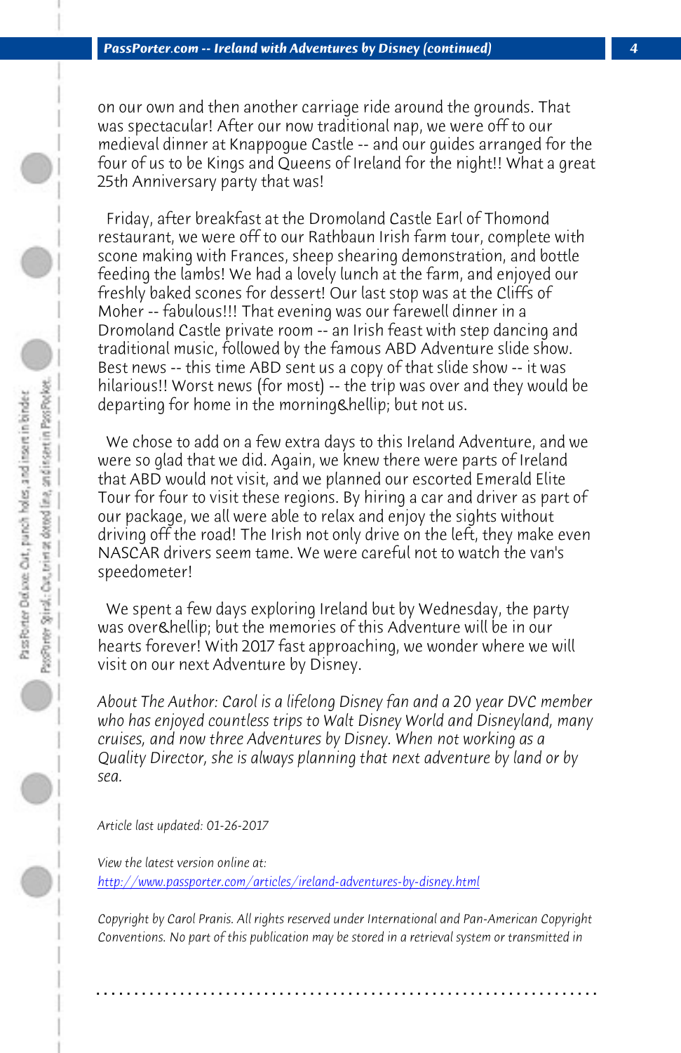on our own and then another carriage ride around the grounds. That was spectacular! After our now traditional nap, we were off to our medieval dinner at Knappogue Castle -- and our guides arranged for the four of us to be Kings and Queens of Ireland for the night!! What a great 25th Anniversary party that was!

Friday, after breakfast at the Dromoland Castle Earl of Thomond restaurant, we were off to our Rathbaun Irish farm tour, complete with scone making with Frances, sheep shearing demonstration, and bottle feeding the lambs! We had a lovely lunch at the farm, and enjoyed our freshly baked scones for dessert! Our last stop was at the Cliffs of Moher -- fabulous!!! That evening was our farewell dinner in a Dromoland Castle private room -- an Irish feast with step dancing and traditional music, followed by the famous ABD Adventure slide show. Best news -- this time ABD sent us a copy of that slide show -- it was hilarious!! Worst news (for most) -- the trip was over and they would be departing for home in the morning&hellip; but not us.

We chose to add on a few extra days to this Ireland Adventure, and we were so glad that we did. Again, we knew there were parts of Ireland that ABD would not visit, and we planned our escorted Emerald Elite Tour for four to visit these regions. By hiring a car and driver as part of our package, we all were able to relax and enjoy the sights without driving off the road! The Irish not only drive on the left, they make even NASCAR drivers seem tame. We were careful not to watch the van's speedometer!

We spent a few days exploring Ireland but by Wednesday, the party was over&hellip; but the memories of this Adventure will be in our hearts forever! With 2017 fast approaching, we wonder where we will visit on our next Adventure by Disney.

*About The Author: Carol is a lifelong Disney fan and a 20 year DVC member who has enjoyed countless trips to Walt Disney World and Disneyland, many cruises, and now three Adventures by Disney. When not working as a Quality Director, she is always planning that next adventure by land or by sea.*

*Article last updated: 01-26-2017*

*View the latest version online at:*
*http://www.passporter.com/articles/ireland-adventures-by-disney.html*

*Copyright by Carol Pranis. All rights reserved under International and Pan-American Copyright Conventions. No part of this publication may be stored in a retrieval system or transmitted in*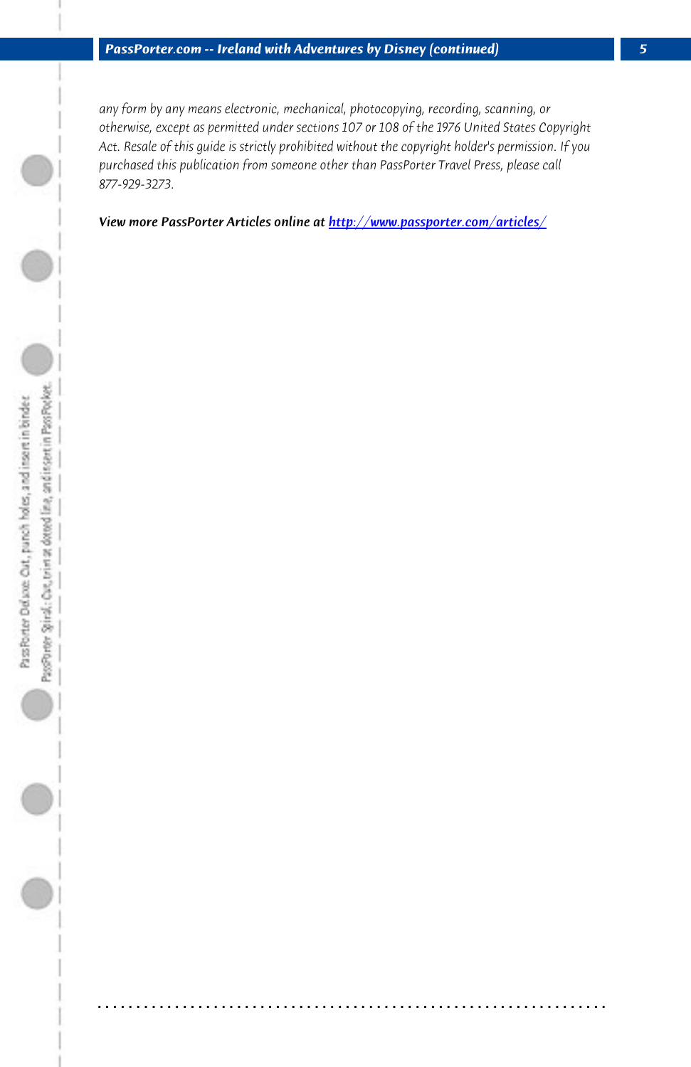*any form by any means electronic, mechanical, photocopying, recording, scanning, or otherwise, except as permitted under sections 107 or 108 of the 1976 United States Copyright Act. Resale of this guide is strictly prohibited without the copyright holder's permission. If you purchased this publication from someone other than PassPorter Travel Press, please call 877-929-3273.*

**View more PassPorter Articles online at [http://www.passporter.com/articles/](http://www.passporter.com/articles/)**